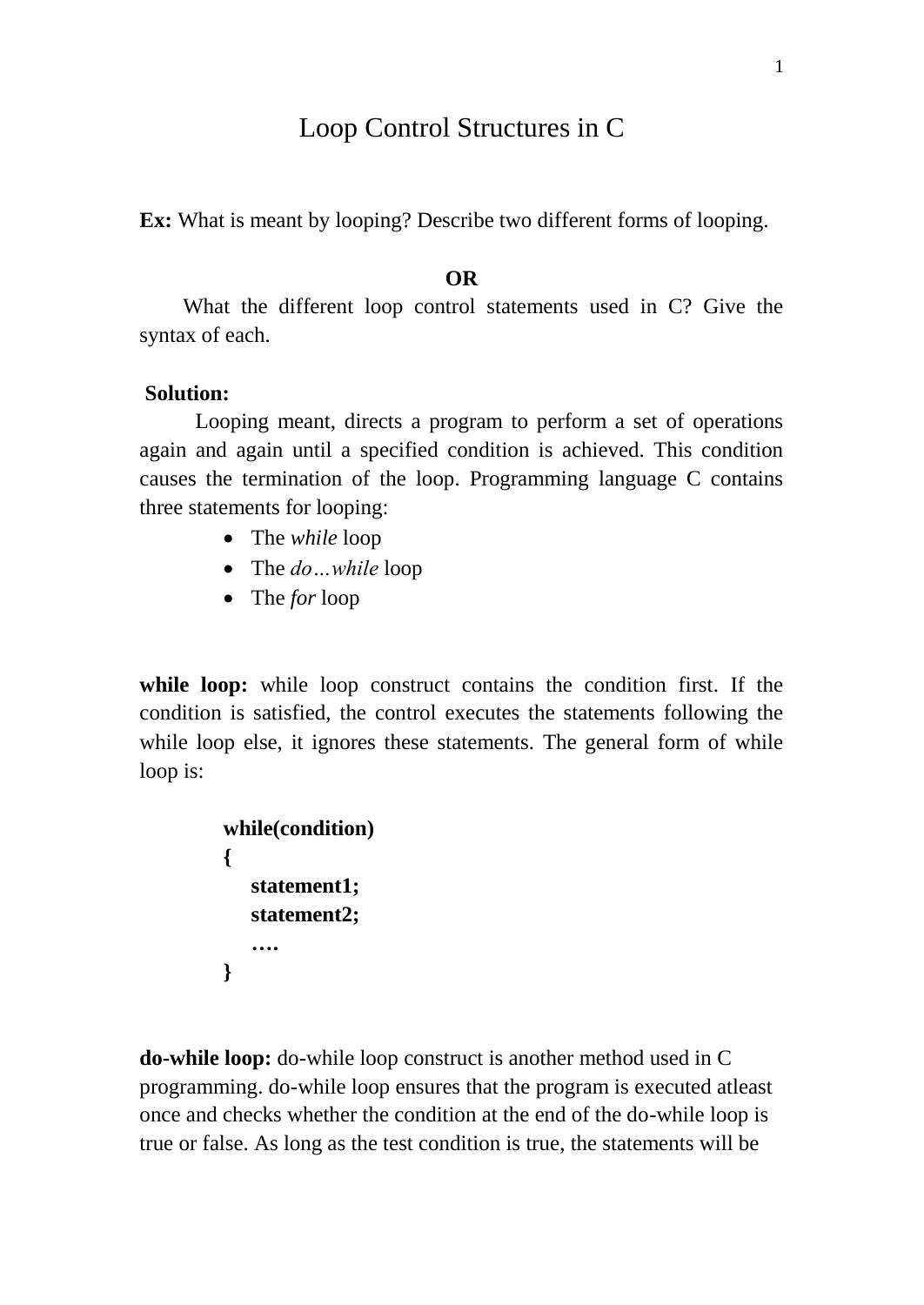# Loop Control Structures in C

**Ex:** What is meant by looping? Describe two different forms of looping.

**OR**

What the different loop control statements used in C? Give the syntax of each.

**Solution:**

Looping meant, directs a program to perform a set of operations again and again until a specified condition is achieved. This condition causes the termination of the loop. Programming language C contains three statements for looping:

- The *while* loop
- The *do…while* loop
- The *for* loop

**while loop:** while loop construct contains the condition first. If the condition is satisfied, the control executes the statements following the while loop else, it ignores these statements. The general form of while loop is:

```
while(condition)
{
    statement1;
    statement2;
    ….
}
```

**do-while loop:** do-while loop construct is another method used in C programming. do-while loop ensures that the program is executed atleast once and checks whether the condition at the end of the do-while loop is true or false. As long as the test condition is true, the statements will be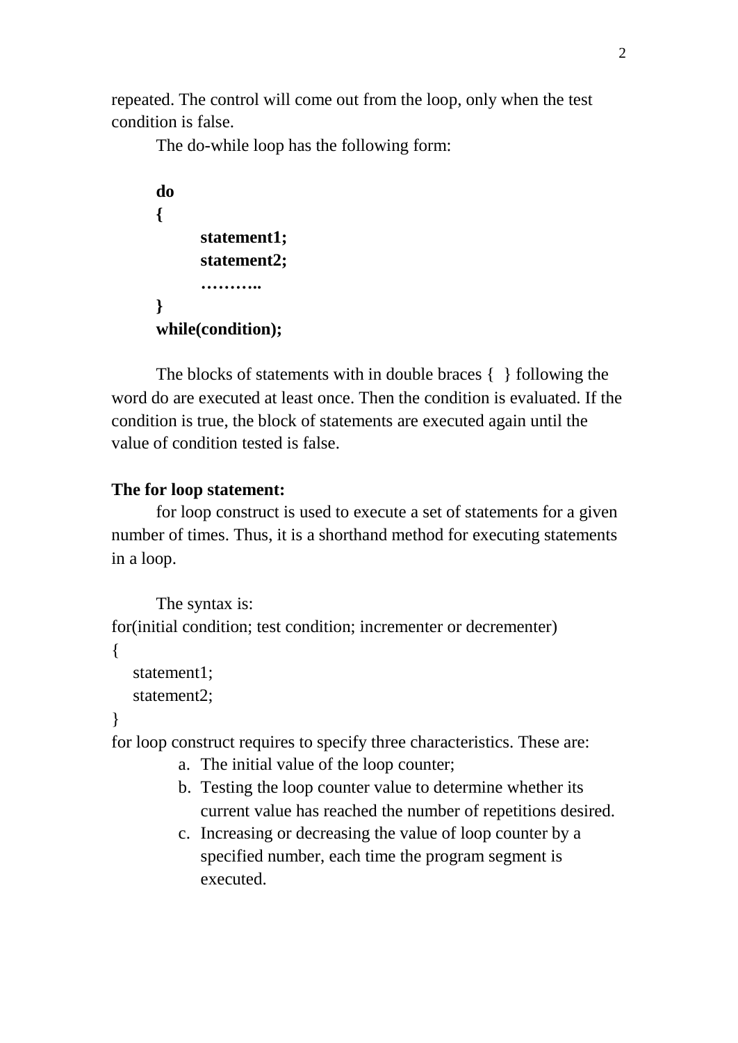repeated. The control will come out from the loop, only when the test condition is false.

The do-while loop has the following form:

```
do
{
        statement1;
        statement2;
        ………..
}
while(condition);
```

The blocks of statements with in double braces { } following the word do are executed at least once. Then the condition is evaluated. If the condition is true, the block of statements are executed again until the value of condition tested is false.

**The for loop statement:**

for loop construct is used to execute a set of statements for a given number of times. Thus, it is a shorthand method for executing statements in a loop.

The syntax is:

```
for(initial condition; test condition; incrementer or decrementer)
{
   statement1;
   statement2;
}
```

for loop construct requires to specify three characteristics. These are:

a. The initial value of the loop counter;
b. Testing the loop counter value to determine whether its current value has reached the number of repetitions desired.
c. Increasing or decreasing the value of loop counter by a specified number, each time the program segment is executed.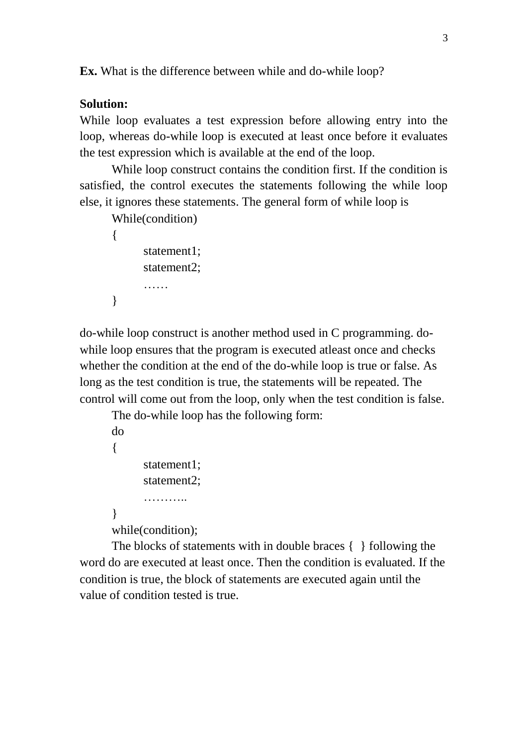**Ex.** What is the difference between while and do-while loop?

**Solution:**

While loop evaluates a test expression before allowing entry into the loop, whereas do-while loop is executed at least once before it evaluates the test expression which is available at the end of the loop.

While loop construct contains the condition first. If the condition is satisfied, the control executes the statements following the while loop else, it ignores these statements. The general form of while loop is

```
While(condition)
{
        statement1;
        statement2;
        ……
}
```

do-while loop construct is another method used in C programming. do-while loop ensures that the program is executed atleast once and checks whether the condition at the end of the do-while loop is true or false. As long as the test condition is true, the statements will be repeated. The control will come out from the loop, only when the test condition is false.

The do-while loop has the following form:

```
do
{
        statement1;
        statement2;
        ………..
}
while(condition);
```

The blocks of statements with in double braces { } following the word do are executed at least once. Then the condition is evaluated. If the condition is true, the block of statements are executed again until the value of condition tested is true.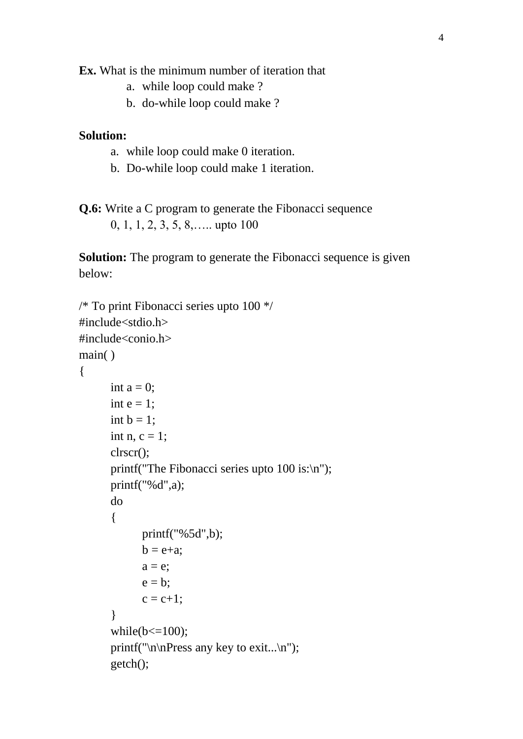**Ex.** What is the minimum number of iteration that

a. while loop could make ?
b. do-while loop could make ?

**Solution:**

a. while loop could make 0 iteration.
b. Do-while loop could make 1 iteration.

**Q.6:** Write a C program to generate the Fibonacci sequence
0, 1, 1, 2, 3, 5, 8,….. upto 100

**Solution:** The program to generate the Fibonacci sequence is given below:

```
/* To print Fibonacci series upto 100 */
#include<stdio.h>
#include<conio.h>
main( )
{
	int a = 0;
	int e = 1;
	int b = 1;
	int n, c = 1;
	clrscr();
	printf("The Fibonacci series upto 100 is:\n");
	printf("%d",a);
	do
	{
		printf("%5d",b);
		b = e+a;
		a = e;
		e = b;
		c = c+1;
	}
	while(b<=100);
	printf("\n\nPress any key to exit...\n");
	getch();
```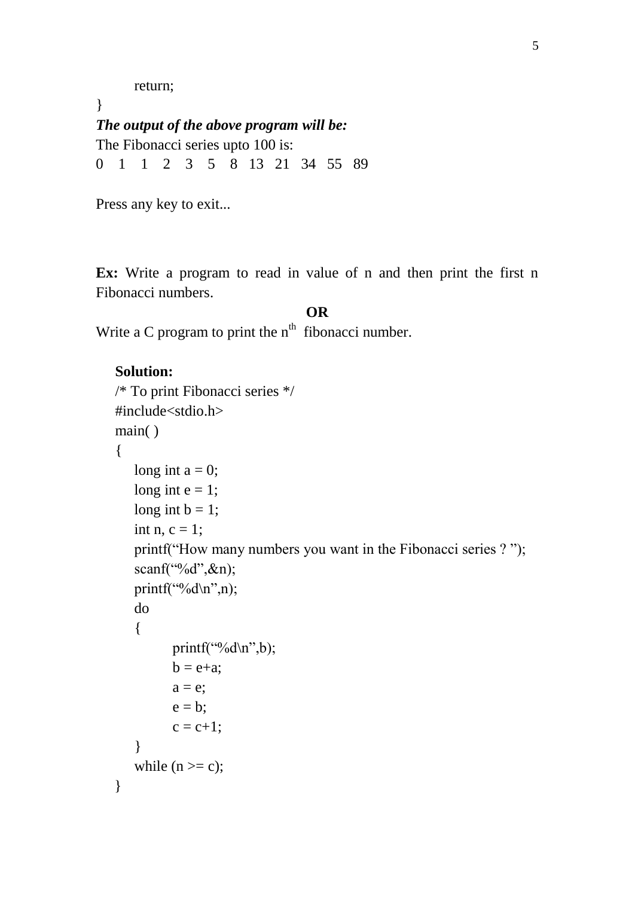```
    return;
}
```

***The output of the above program will be:***

The Fibonacci series upto 100 is:
0 1 1 2 3 5 8 13 21 34 55 89

Press any key to exit...

**Ex:** Write a program to read in value of n and then print the first n Fibonacci numbers.

**OR**

Write a C program to print the $n^{th}$ fibonacci number.

**Solution:**

```
/* To print Fibonacci series */
#include<stdio.h>
main( )
{
    long int a = 0;
    long int e = 1;
    long int b = 1;
    int n, c = 1;
    printf("How many numbers you want in the Fibonacci series ? ");
    scanf("%d",&n);
    printf("%d\n",n);
    do
    {
        printf("%d\n",b);
        b = e+a;
        a = e;
        e = b;
        c = c+1;
    }
    while (n >= c);
}
```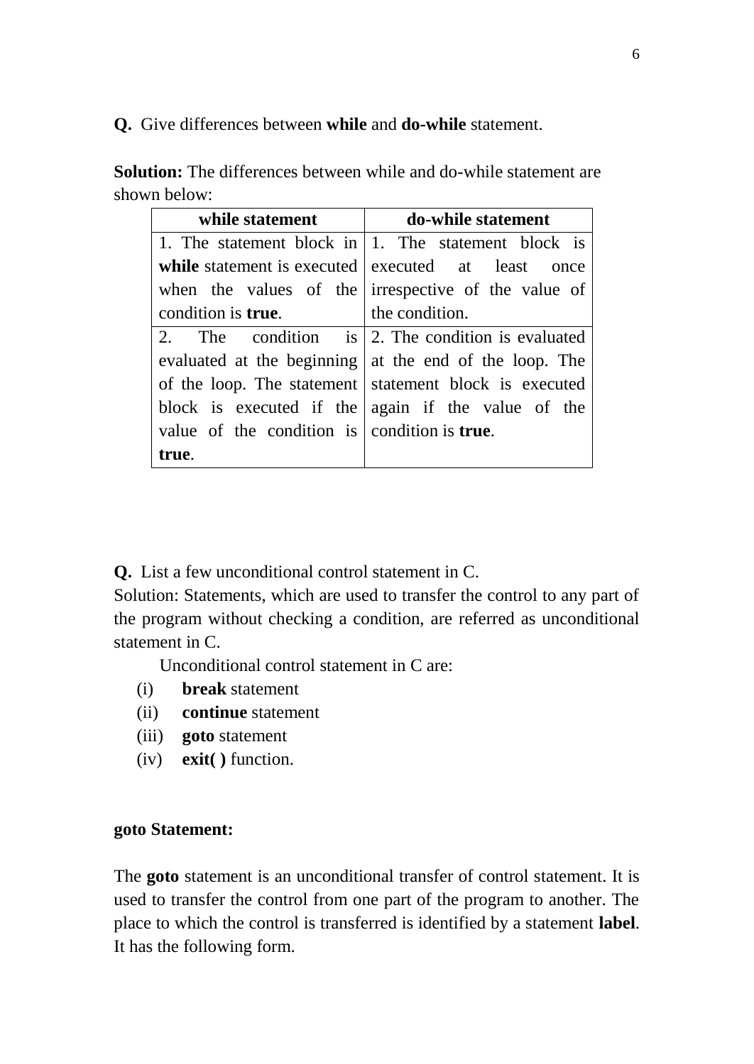**Q.** Give differences between **while** and **do-while** statement.

**Solution:** The differences between while and do-while statement are shown below:

| while statement | do-while statement |
|---|---|
| 1. The statement block in **while** statement is executed when the values of the condition is **true**. | 1. The statement block is executed at least once irrespective of the value of the condition. |
| 2. The condition is evaluated at the beginning of the loop. The statement block is executed if the value of the condition is **true**. | 2. The condition is evaluated at the end of the loop. The statement block is executed again if the value of the condition is **true**. |

**Q.** List a few unconditional control statement in C.

Solution: Statements, which are used to transfer the control to any part of the program without checking a condition, are referred as unconditional statement in C.

Unconditional control statement in C are:

(i) **break** statement
(ii) **continue** statement
(iii) **goto** statement
(iv) **exit( )** function.

**goto Statement:**

The **goto** statement is an unconditional transfer of control statement. It is used to transfer the control from one part of the program to another. The place to which the control is transferred is identified by a statement **label**. It has the following form.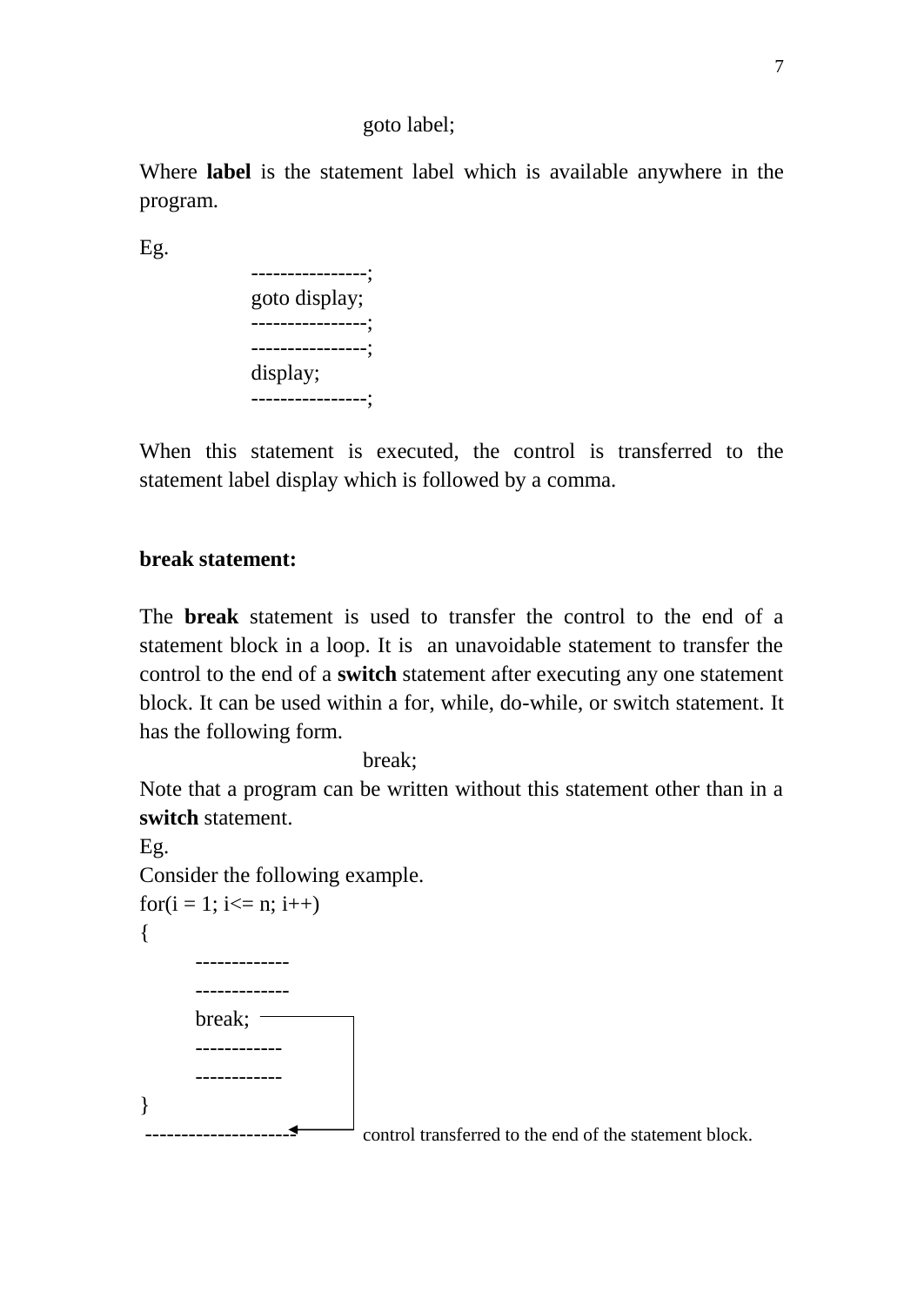goto label;

Where **label** is the statement label which is available anywhere in the program.

Eg.

```
----------------;
goto display;
----------------;
----------------;
display;
----------------;
```

When this statement is executed, the control is transferred to the statement label display which is followed by a comma.

**break statement:**

The **break** statement is used to transfer the control to the end of a statement block in a loop. It is an unavoidable statement to transfer the control to the end of a **switch** statement after executing any one statement block. It can be used within a for, while, do-while, or switch statement. It has the following form.

break;

Note that a program can be written without this statement other than in a **switch** statement.

Eg.

Consider the following example.

```
for(i = 1; i<= n; i++)
{
        -------------
        -------------
        break;
        ------------
        ------------
}
--------------------    control transferred to the end of the statement block.
```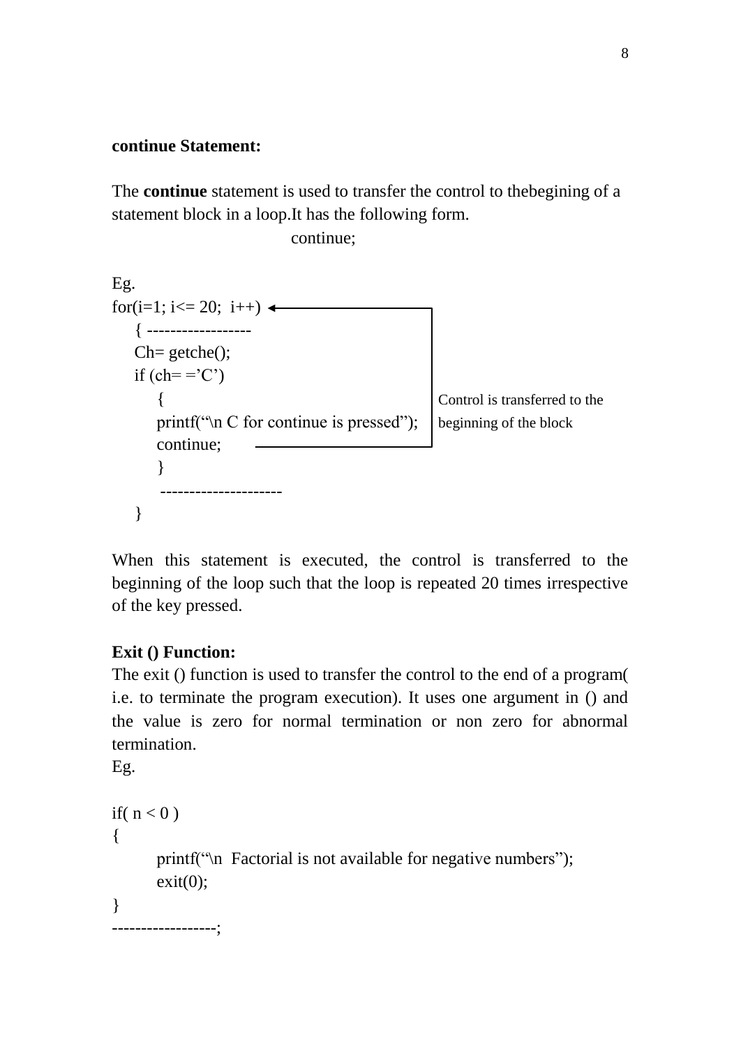**continue Statement:**

The **continue** statement is used to transfer the control to thebegining of a statement block in a loop.It has the following form.

continue;

Eg.

```
for(i=1; i<= 20;  i++)  <-----------------------------------+
    { ------------------                                    |
    Ch= getche();                                           |
    if (ch= ='C')                                           |  Control is transferred to the
        {                                                   |  beginning of the block
        printf("\n C for continue is pressed");             |
        continue;  -----------------------------------------+
        }
        ---------------------
    }
```

When this statement is executed, the control is transferred to the beginning of the loop such that the loop is repeated 20 times irrespective of the key pressed.

**Exit () Function:**

The exit () function is used to transfer the control to the end of a program( i.e. to terminate the program execution). It uses one argument in () and the value is zero for normal termination or non zero for abnormal termination.

Eg.

```
if( n < 0 )
{
        printf("\n  Factorial is not available for negative numbers");
        exit(0);
}
-----------------;
```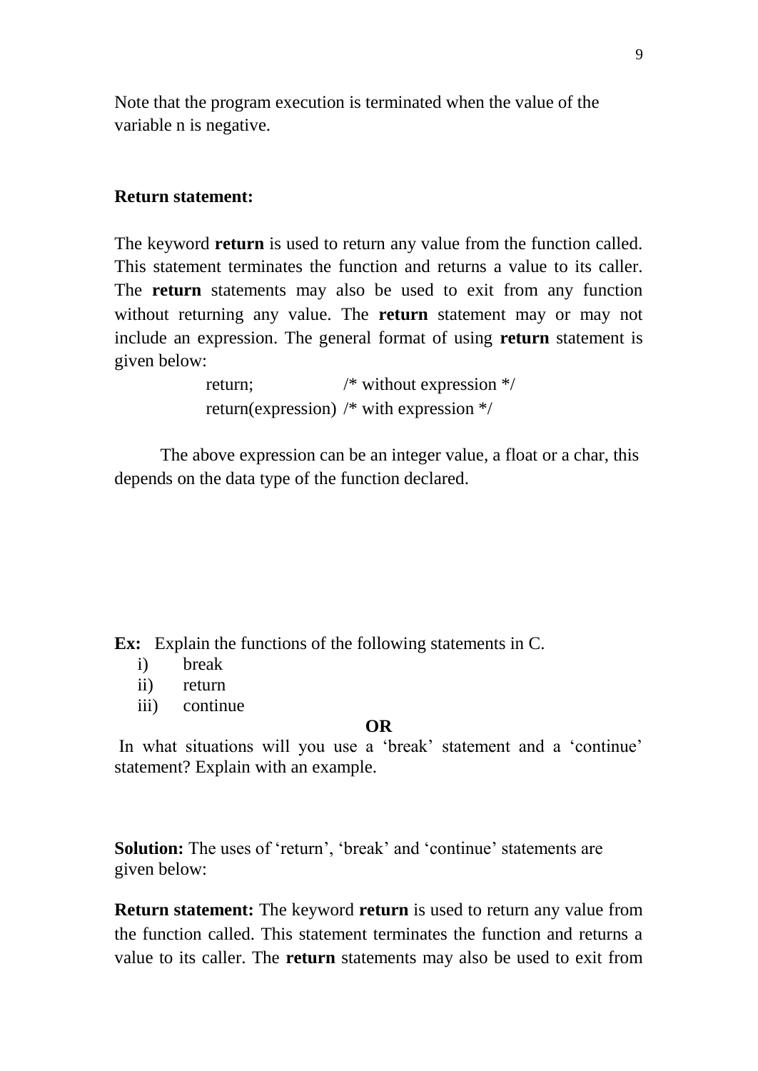Note that the program execution is terminated when the value of the variable n is negative.

**Return statement:**

The keyword **return** is used to return any value from the function called. This statement terminates the function and returns a value to its caller. The **return** statements may also be used to exit from any function without returning any value. The **return** statement may or may not include an expression. The general format of using **return** statement is given below:

```
return;              /* without expression */
return(expression)   /* with expression */
```

The above expression can be an integer value, a float or a char, this depends on the data type of the function declared.

**Ex:** Explain the functions of the following statements in C.

i) break
ii) return
iii) continue

**OR**

In what situations will you use a 'break' statement and a 'continue' statement? Explain with an example.

**Solution:** The uses of 'return', 'break' and 'continue' statements are given below:

**Return statement:** The keyword **return** is used to return any value from the function called. This statement terminates the function and returns a value to its caller. The **return** statements may also be used to exit from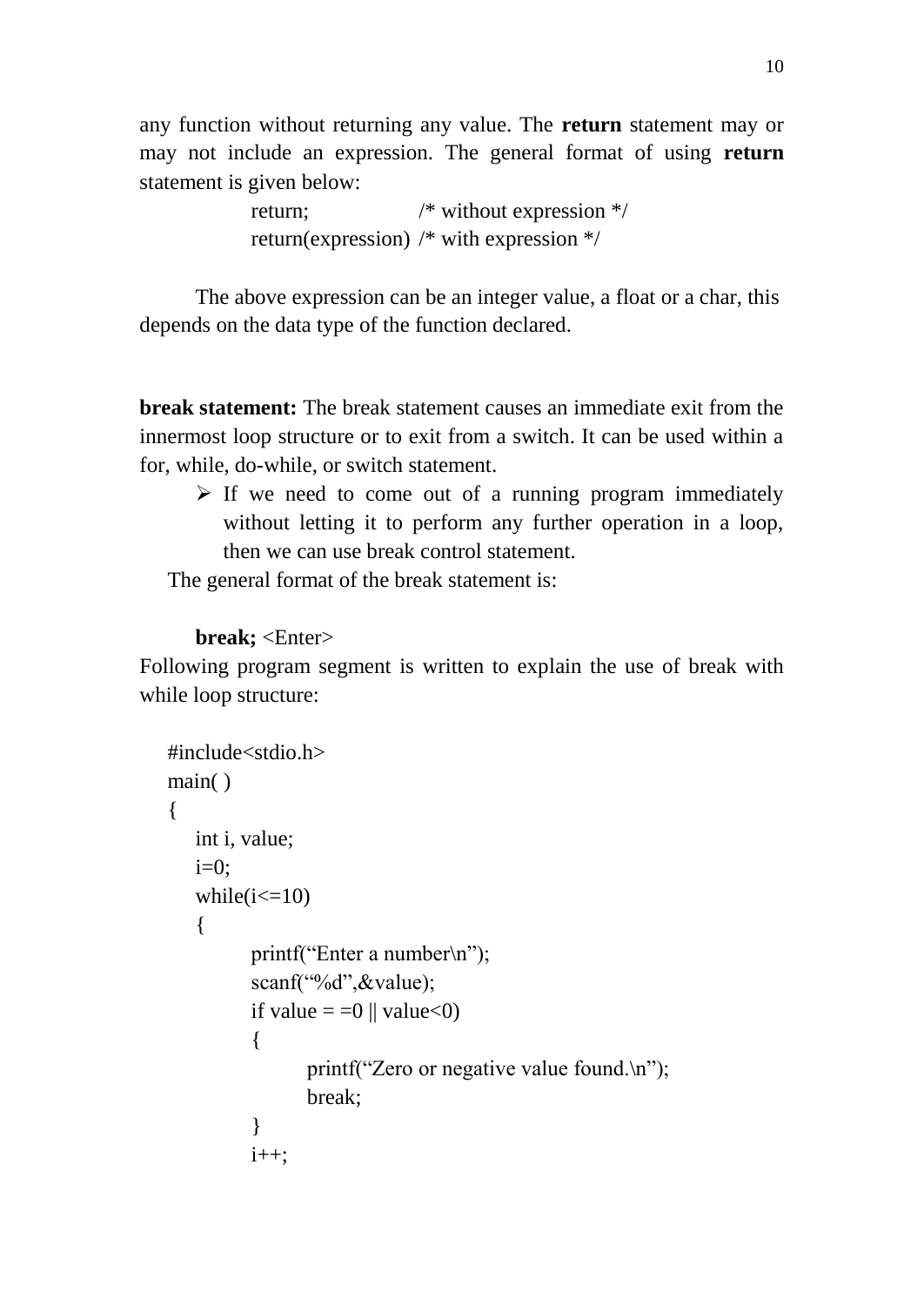any function without returning any value. The **return** statement may or may not include an expression. The general format of using **return** statement is given below:

```
return;             /* without expression */
return(expression)  /* with expression */
```

The above expression can be an integer value, a float or a char, this depends on the data type of the function declared.

**break statement:** The break statement causes an immediate exit from the innermost loop structure or to exit from a switch. It can be used within a for, while, do-while, or switch statement.

- If we need to come out of a running program immediately without letting it to perform any further operation in a loop, then we can use break control statement.

The general format of the break statement is:

**break;** <Enter>

Following program segment is written to explain the use of break with while loop structure:

```
#include<stdio.h>
main( )
{
    int i, value;
    i=0;
    while(i<=10)
    {
        printf("Enter a number\n");
        scanf("%d",&value);
        if value = =0 || value<0)
        {
            printf("Zero or negative value found.\n");
            break;
        }
        i++;
```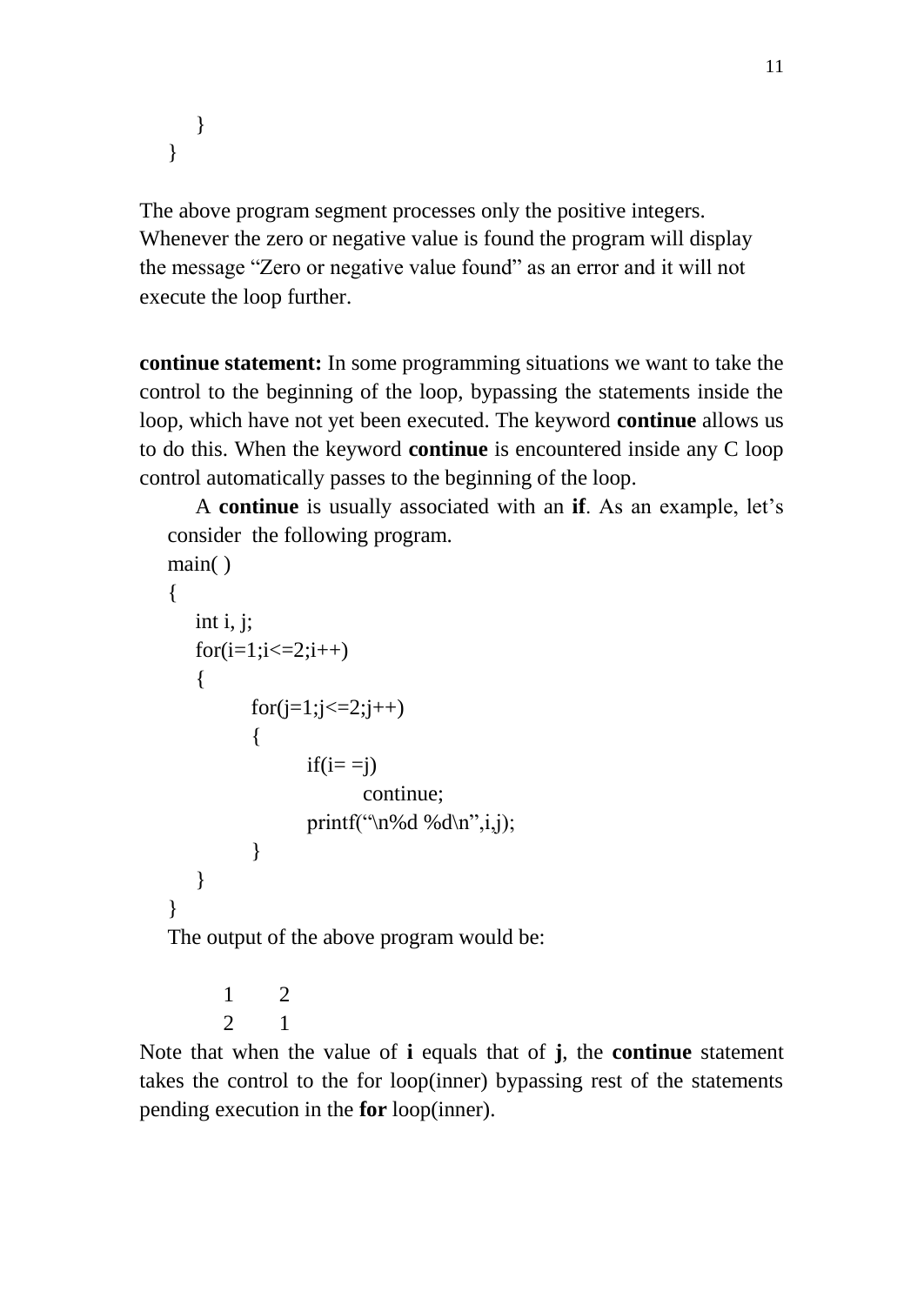```
    }
}
```

The above program segment processes only the positive integers. Whenever the zero or negative value is found the program will display the message "Zero or negative value found" as an error and it will not execute the loop further.

**continue statement:** In some programming situations we want to take the control to the beginning of the loop, bypassing the statements inside the loop, which have not yet been executed. The keyword **continue** allows us to do this. When the keyword **continue** is encountered inside any C loop control automatically passes to the beginning of the loop.

A **continue** is usually associated with an **if**. As an example, let's consider the following program.

```
main( )
{
    int i, j;
    for(i=1;i<=2;i++)
    {
        for(j=1;j<=2;j++)
        {
            if(i= =j)
                continue;
            printf("\n%d %d\n",i,j);
        }
    }
}
```

The output of the above program would be:

```
1    2
2    1
```

Note that when the value of **i** equals that of **j**, the **continue** statement takes the control to the for loop(inner) bypassing rest of the statements pending execution in the **for** loop(inner).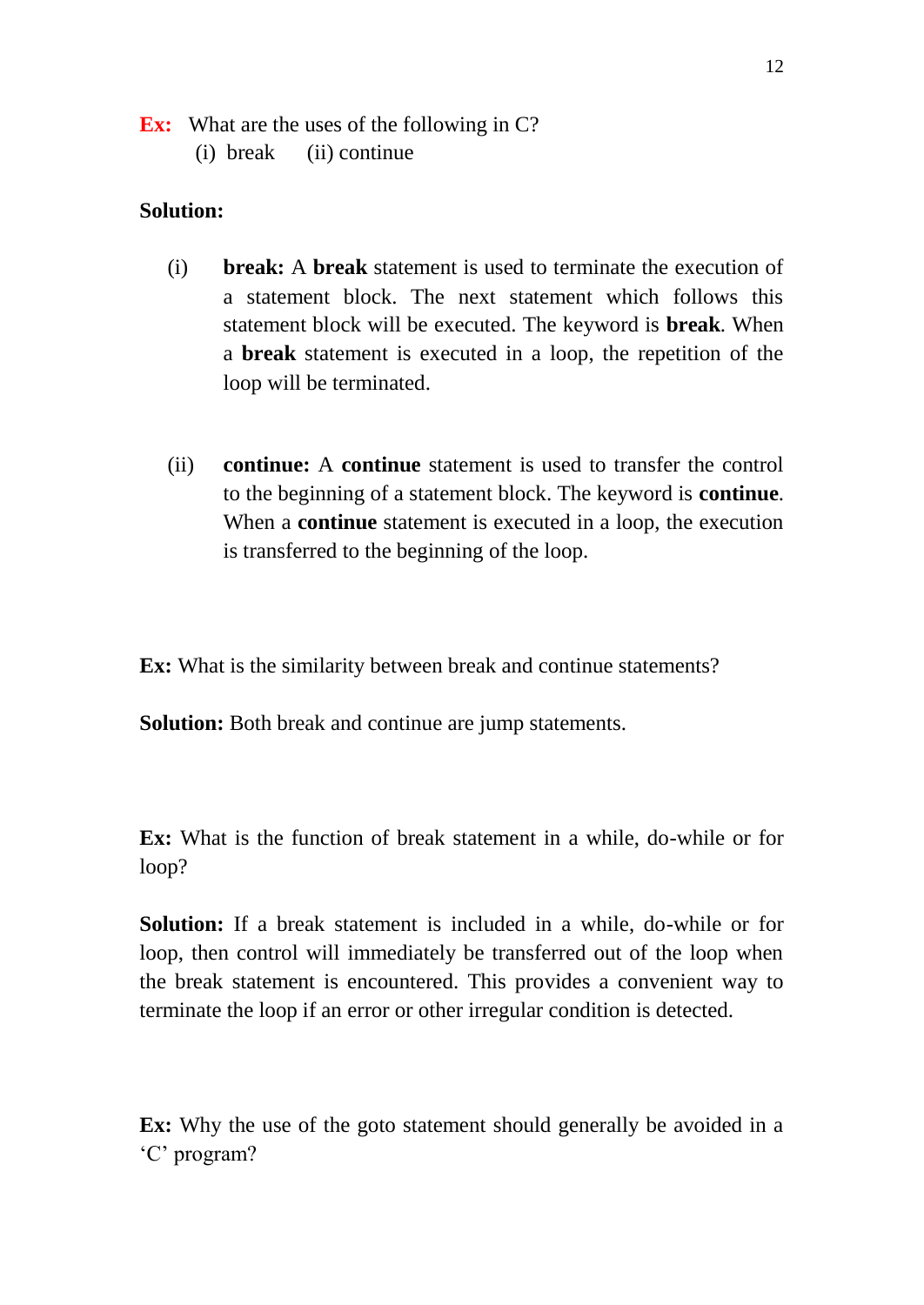**Ex:** What are the uses of the following in C?
(i) break (ii) continue

**Solution:**

(i) **break:** A **break** statement is used to terminate the execution of a statement block. The next statement which follows this statement block will be executed. The keyword is **break**. When a **break** statement is executed in a loop, the repetition of the loop will be terminated.

(ii) **continue:** A **continue** statement is used to transfer the control to the beginning of a statement block. The keyword is **continue**. When a **continue** statement is executed in a loop, the execution is transferred to the beginning of the loop.

**Ex:** What is the similarity between break and continue statements?

**Solution:** Both break and continue are jump statements.

**Ex:** What is the function of break statement in a while, do-while or for loop?

**Solution:** If a break statement is included in a while, do-while or for loop, then control will immediately be transferred out of the loop when the break statement is encountered. This provides a convenient way to terminate the loop if an error or other irregular condition is detected.

**Ex:** Why the use of the goto statement should generally be avoided in a 'C' program?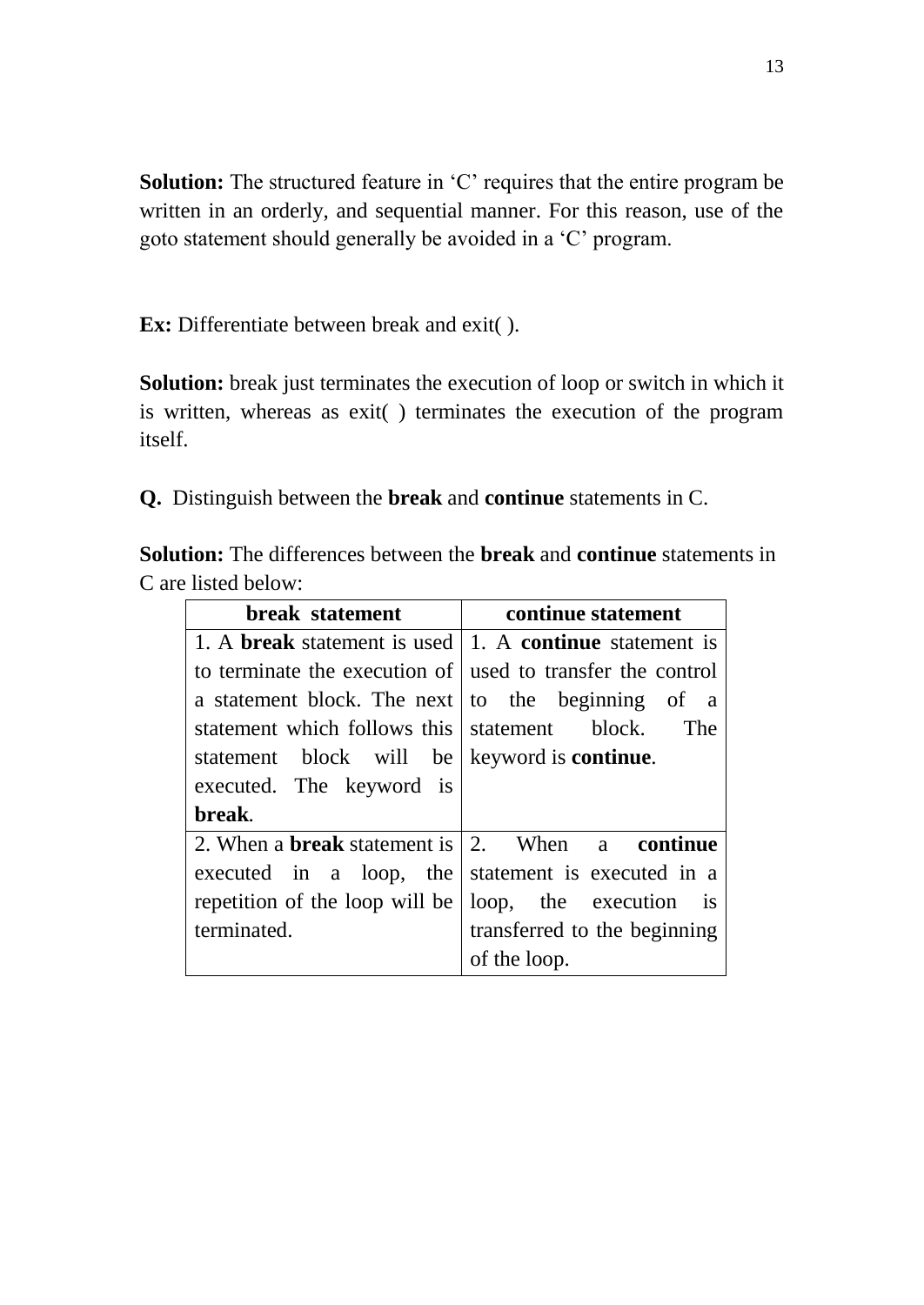**Solution:** The structured feature in 'C' requires that the entire program be written in an orderly, and sequential manner. For this reason, use of the goto statement should generally be avoided in a 'C' program.

**Ex:** Differentiate between break and exit( ).

**Solution:** break just terminates the execution of loop or switch in which it is written, whereas as exit( ) terminates the execution of the program itself.

**Q.** Distinguish between the **break** and **continue** statements in C.

**Solution:** The differences between the **break** and **continue** statements in C are listed below:

| break statement | continue statement |
|---|---|
| 1. A **break** statement is used to terminate the execution of a statement block. The next statement which follows this statement block will be executed. The keyword is **break**. | 1. A **continue** statement is used to transfer the control to the beginning of a statement block. The keyword is **continue**. |
| 2. When a **break** statement is executed in a loop, the repetition of the loop will be terminated. | 2. When a **continue** statement is executed in a loop, the execution is transferred to the beginning of the loop. |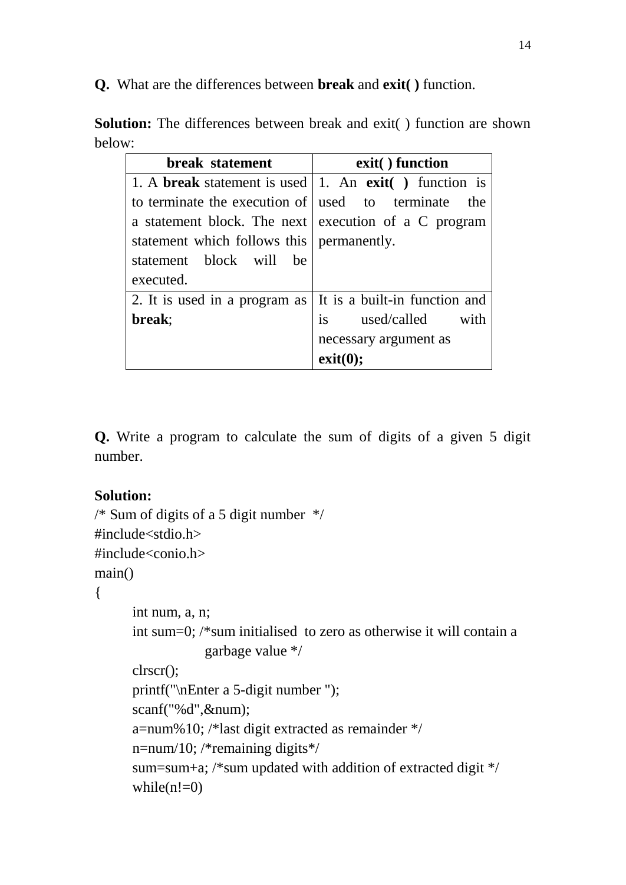**Q.** What are the differences between **break** and **exit( )** function.

**Solution:** The differences between break and exit( ) function are shown below:

| break statement | exit( ) function |
|---|---|
| 1. A **break** statement is used to terminate the execution of a statement block. The next statement which follows this statement block will be executed. | 1. An **exit( )** function is used to terminate the execution of a C program permanently. |
| 2. It is used in a program as **break**; | It is a built-in function and is used/called with necessary argument as **exit(0);** |

**Q.** Write a program to calculate the sum of digits of a given 5 digit number.

**Solution:**

```
/* Sum of digits of a 5 digit number  */
#include<stdio.h>
#include<conio.h>
main()
{
        int num, a, n;
        int sum=0; /*sum initialised  to zero as otherwise it will contain a
                        garbage value */
        clrscr();
        printf("\nEnter a 5-digit number ");
        scanf("%d",&num);
        a=num%10; /*last digit extracted as remainder */
        n=num/10; /*remaining digits*/
        sum=sum+a; /*sum updated with addition of extracted digit */
        while(n!=0)
```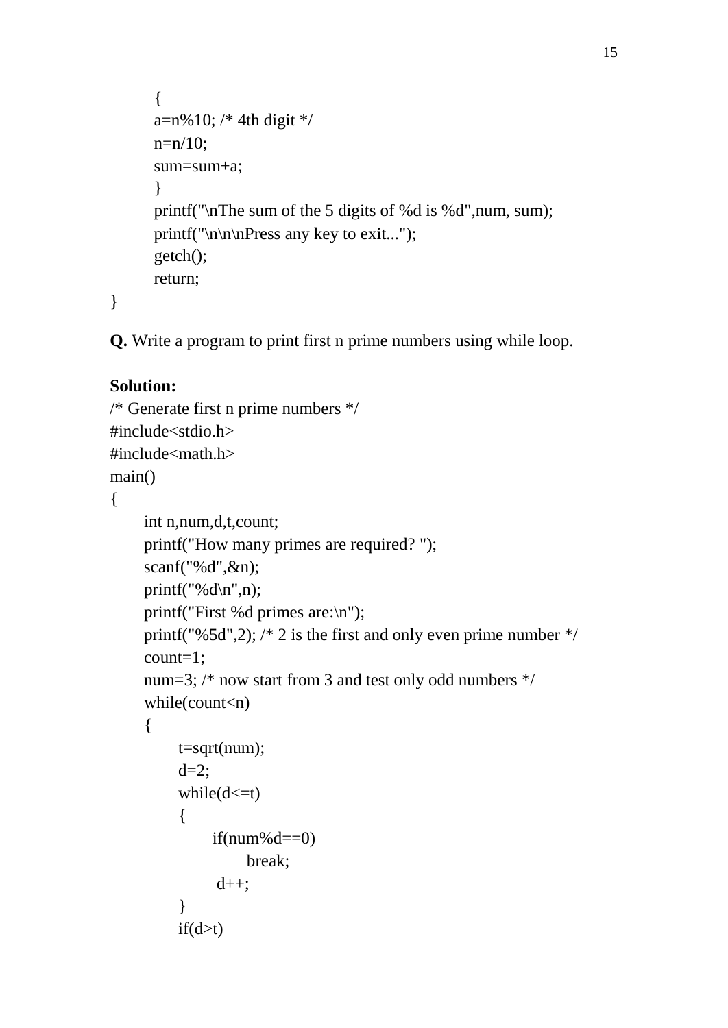```
    {
    a=n%10; /* 4th digit */
    n=n/10;
    sum=sum+a;
    }
    printf("\nThe sum of the 5 digits of %d is %d",num, sum);
    printf("\n\n\nPress any key to exit...");
    getch();
    return;
}
```

**Q.** Write a program to print first n prime numbers using while loop.

**Solution:**

```
/* Generate first n prime numbers */
#include<stdio.h>
#include<math.h>
main()
{
    int n,num,d,t,count;
    printf("How many primes are required? ");
    scanf("%d",&n);
    printf("%d\n",n);
    printf("First %d primes are:\n");
    printf("%5d",2); /* 2 is the first and only even prime number */
    count=1;
    num=3; /* now start from 3 and test only odd numbers */
    while(count<n)
    {
        t=sqrt(num);
        d=2;
        while(d<=t)
        {
            if(num%d==0)
                break;
             d++;
        }
        if(d>t)
```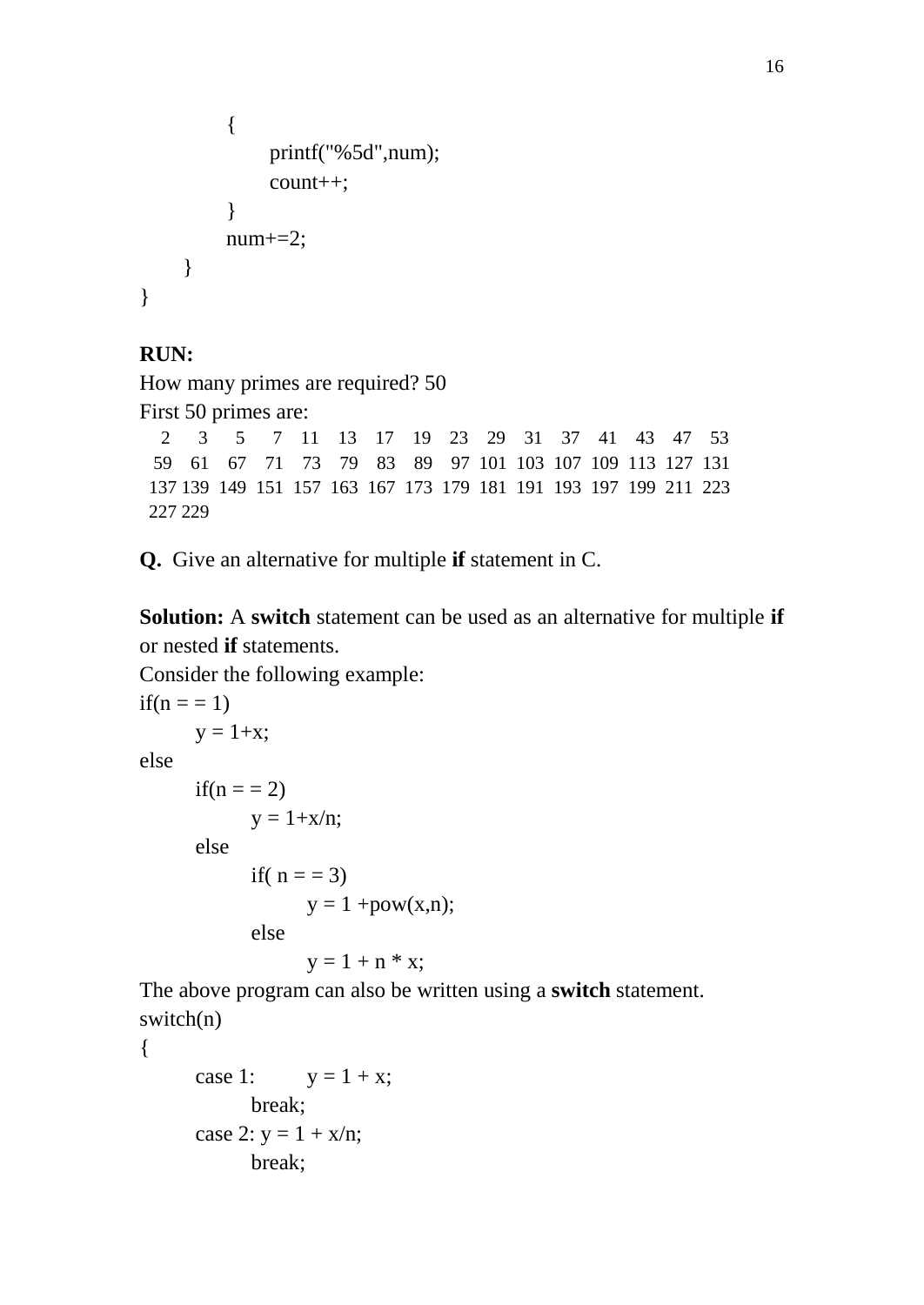```
            {
                printf("%5d",num);
                count++;
            }
            num+=2;
        }
}
```

**RUN:**

How many primes are required? 50

First 50 primes are:

```
    2    3    5    7   11   13   17   19   23   29   31   37   41   43   47   53
   59   61   67   71   73   79   83   89   97  101  103  107  109  113  127  131
  137  139  149  151  157  163  167  173  179  181  191  193  197  199  211  223
  227  229
```

**Q.** Give an alternative for multiple **if** statement in C.

**Solution:** A **switch** statement can be used as an alternative for multiple **if** or nested **if** statements.

Consider the following example:

```
if(n = = 1)
        y = 1+x;
else
        if(n = = 2)
                y = 1+x/n;
        else
                if( n = = 3)
                        y = 1 +pow(x,n);
                else
                        y = 1 + n * x;
```

The above program can also be written using a **switch** statement.

```
switch(n)
{
        case 1:       y = 1 + x;
                break;
        case 2: y = 1 + x/n;
                break;
```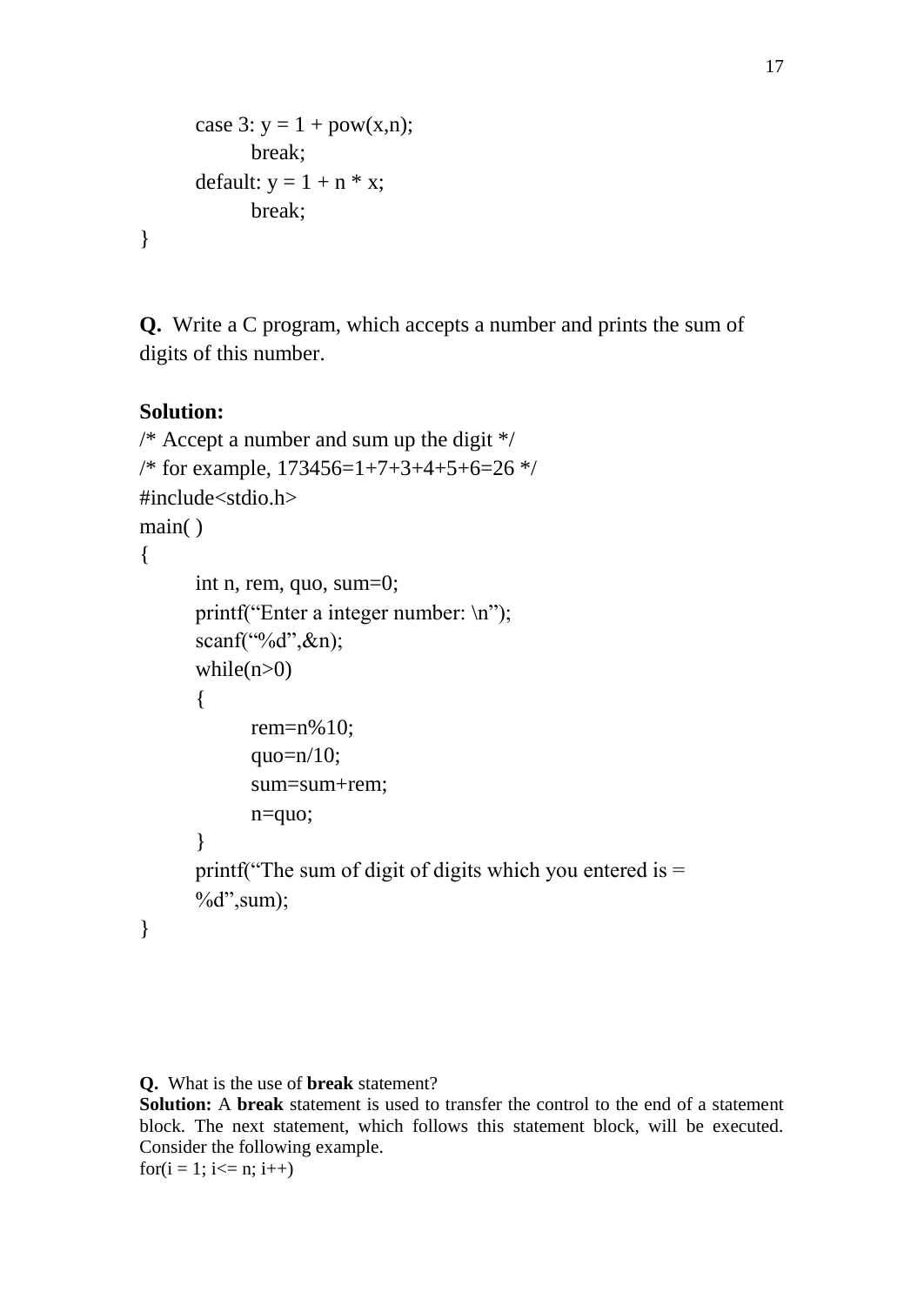```
    case 3: y = 1 + pow(x,n);
            break;
    default: y = 1 + n * x;
            break;
}
```

**Q.** Write a C program, which accepts a number and prints the sum of digits of this number.

**Solution:**

```
/* Accept a number and sum up the digit */
/* for example, 173456=1+7+3+4+5+6=26 */
#include<stdio.h>
main( )
{
    int n, rem, quo, sum=0;
    printf("Enter a integer number: \n");
    scanf("%d",&n);
    while(n>0)
    {
        rem=n%10;
        quo=n/10;
        sum=sum+rem;
        n=quo;
    }
    printf("The sum of digit of digits which you entered is =
    %d",sum);
}
```

**Q.** What is the use of **break** statement?

**Solution:** A **break** statement is used to transfer the control to the end of a statement block. The next statement, which follows this statement block, will be executed. Consider the following example.

```
for(i = 1; i<= n; i++)
```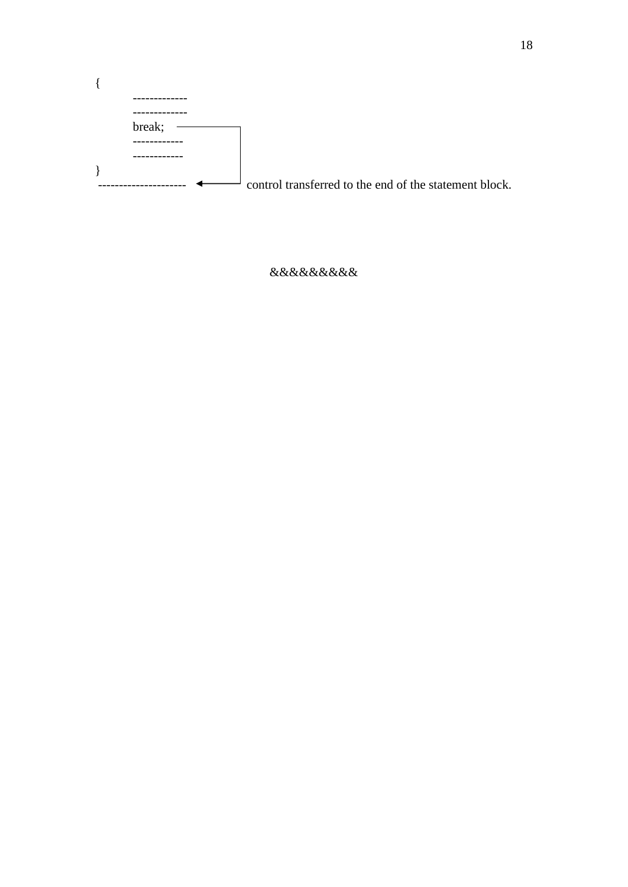```
{
        -------------
        -------------
        break;  ──────────┐
        ------------      │
        ------------      │
}                         │
--------------------- ◄───┘  control transferred to the end of the statement block.
```

&&&&&&&&&